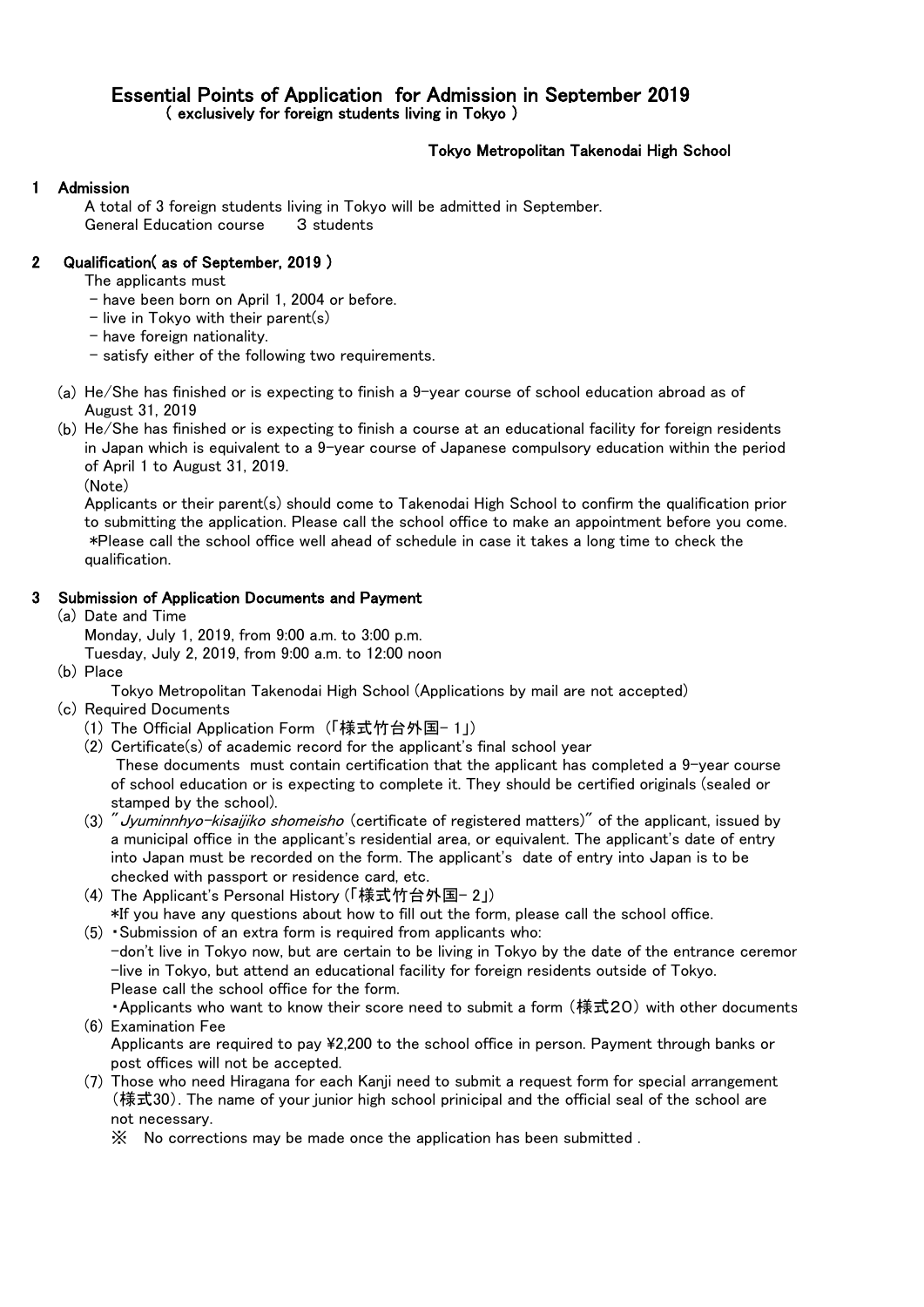# Essential Points of Application for Admission in September 2019

( exclusively for foreign students living in Tokyo )

Tokyo Metropolitan Takenodai High School

## 1 Admission

A total of 3 foreign students living in Tokyo will be admitted in September.
General Education course 3 students

## 2 Qualification( as of September, 2019 )

The applicants must

- have been born on April 1, 2004 or before.
- live in Tokyo with their parent(s)
- have foreign nationality.
- satisfy either of the following two requirements.

(a) He/She has finished or is expecting to finish a 9-year course of school education abroad as of August 31, 2019

(b) He/She has finished or is expecting to finish a course at an educational facility for foreign residents in Japan which is equivalent to a 9-year course of Japanese compulsory education within the period of April 1 to August 31, 2019.

(Note)
Applicants or their parent(s) should come to Takenodai High School to confirm the qualification prior to submitting the application. Please call the school office to make an appointment before you come.
*Please call the school office well ahead of schedule in case it takes a long time to check the qualification.

## 3 Submission of Application Documents and Payment

(a) Date and Time
Monday, July 1, 2019, from 9:00 a.m. to 3:00 p.m.
Tuesday, July 2, 2019, from 9:00 a.m. to 12:00 noon

(b) Place
Tokyo Metropolitan Takenodai High School (Applications by mail are not accepted)

(c) Required Documents

(1) The Official Application Form（「様式竹台外国- 1」）

(2) Certificate(s) of academic record for the applicant's final school year
These documents must contain certification that the applicant has completed a 9-year course of school education or is expecting to complete it. They should be certified originals (sealed or stamped by the school).

(3) "*Jyuminnhyo-kisaijiko shomeisho* (certificate of registered matters)" of the applicant, issued by a municipal office in the applicant's residential area, or equivalent. The applicant's date of entry into Japan must be recorded on the form. The applicant's date of entry into Japan is to be checked with passport or residence card, etc.

(4) The Applicant's Personal History (「様式竹台外国- 2」)
*If you have any questions about how to fill out the form, please call the school office.

(5) ・Submission of an extra form is required from applicants who:
-don't live in Tokyo now, but are certain to be living in Tokyo by the date of the entrance ceremor
-live in Tokyo, but attend an educational facility for foreign residents outside of Tokyo.
Please call the school office for the form.
・Applicants who want to know their score need to submit a form (様式２０) with other documents

(6) Examination Fee
Applicants are required to pay ¥2,200 to the school office in person. Payment through banks or post offices will not be accepted.

(7) Those who need Hiragana for each Kanji need to submit a request form for special arrangement (様式30). The name of your junior high school prinicipal and the official seal of the school are not necessary.

※ No corrections may be made once the application has been submitted .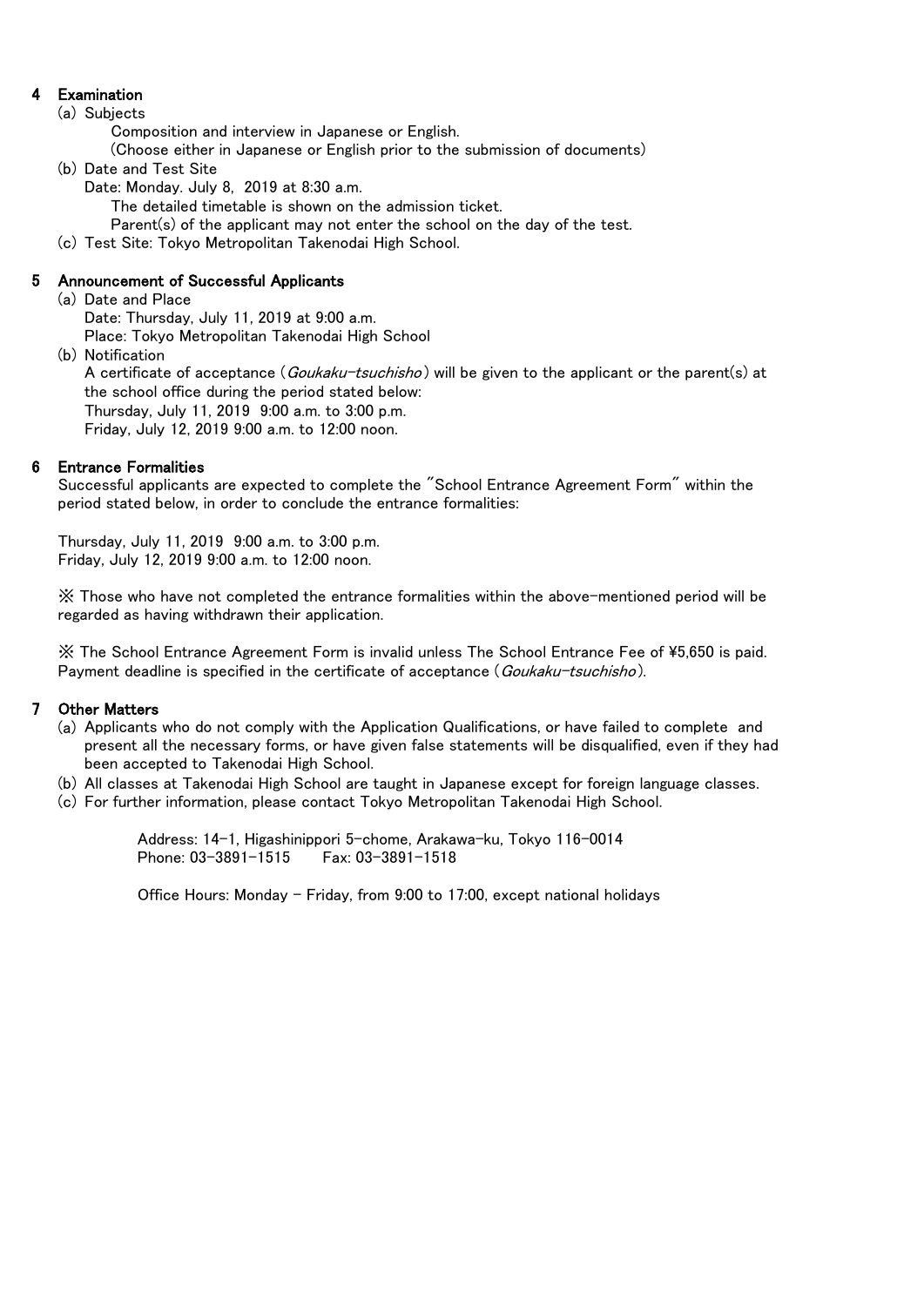## 4 Examination

(a) Subjects

Composition and interview in Japanese or English.
(Choose either in Japanese or English prior to the submission of documents)

(b) Date and Test Site

Date: Monday. July 8, 2019 at 8:30 a.m.
The detailed timetable is shown on the admission ticket.
Parent(s) of the applicant may not enter the school on the day of the test.

(c) Test Site: Tokyo Metropolitan Takenodai High School.

## 5 Announcement of Successful Applicants

(a) Date and Place

Date: Thursday, July 11, 2019 at 9:00 a.m.
Place: Tokyo Metropolitan Takenodai High School

(b) Notification

A certificate of acceptance (*Goukaku-tsuchisho*) will be given to the applicant or the parent(s) at the school office during the period stated below:
Thursday, July 11, 2019 9:00 a.m. to 3:00 p.m.
Friday, July 12, 2019 9:00 a.m. to 12:00 noon.

## 6 Entrance Formalities

Successful applicants are expected to complete the "School Entrance Agreement Form" within the period stated below, in order to conclude the entrance formalities:

Thursday, July 11, 2019 9:00 a.m. to 3:00 p.m.
Friday, July 12, 2019 9:00 a.m. to 12:00 noon.

※ Those who have not completed the entrance formalities within the above-mentioned period will be regarded as having withdrawn their application.

※ The School Entrance Agreement Form is invalid unless The School Entrance Fee of ¥5,650 is paid. Payment deadline is specified in the certificate of acceptance (*Goukaku-tsuchisho*).

## 7 Other Matters

(a) Applicants who do not comply with the Application Qualifications, or have failed to complete and present all the necessary forms, or have given false statements will be disqualified, even if they had been accepted to Takenodai High School.

(b) All classes at Takenodai High School are taught in Japanese except for foreign language classes.

(c) For further information, please contact Tokyo Metropolitan Takenodai High School.

Address: 14-1, Higashinippori 5-chome, Arakawa-ku, Tokyo 116-0014
Phone: 03-3891-1515 Fax: 03-3891-1518

Office Hours: Monday - Friday, from 9:00 to 17:00, except national holidays